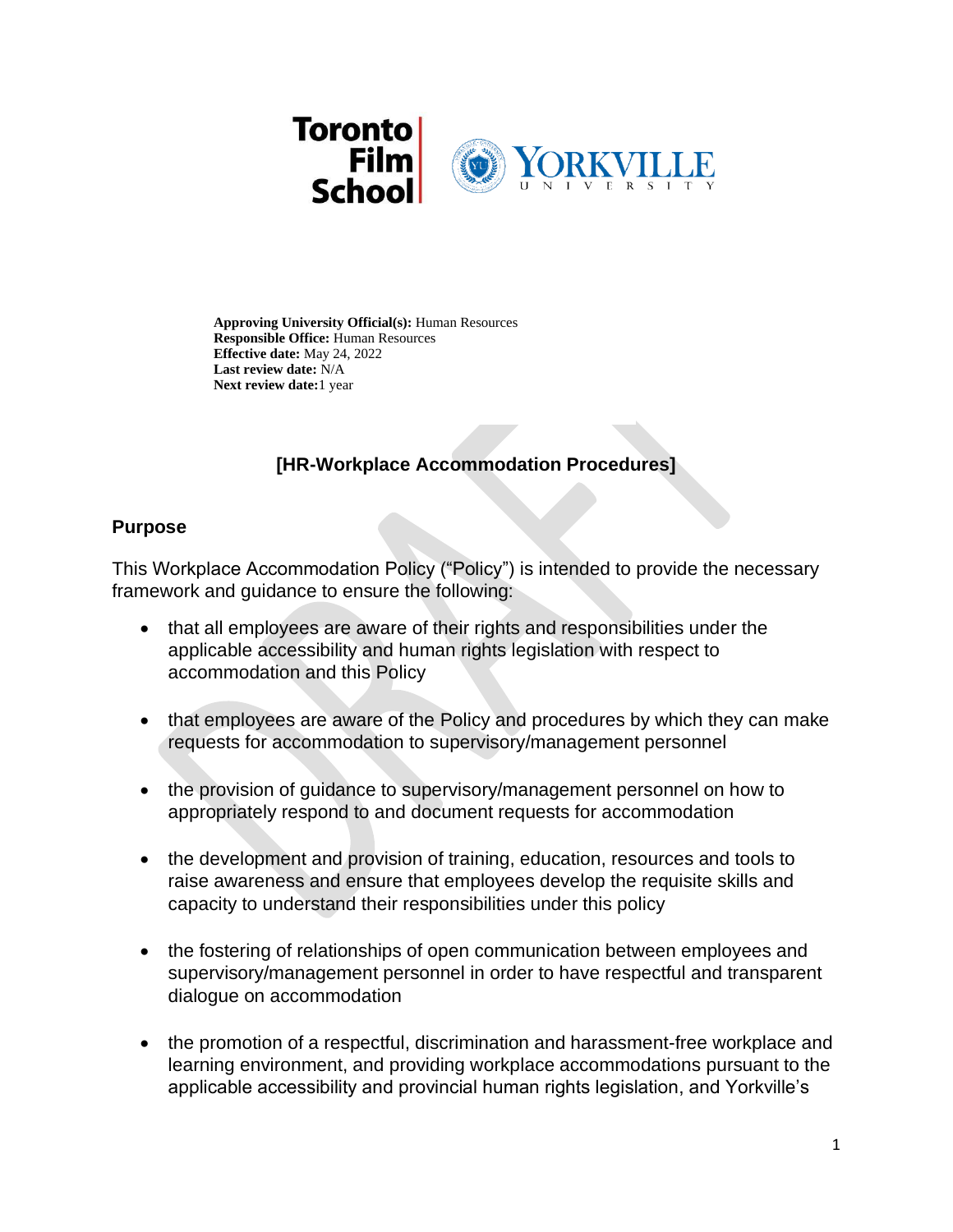**Approving University Official(s):** Human Resources
**Responsible Office:** Human Resources
**Effective date:** May 24, 2022
**Last review date:** N/A
**Next review date:** 1 year

# [HR-Workplace Accommodation Procedures]

## Purpose

This Workplace Accommodation Policy ("Policy") is intended to provide the necessary framework and guidance to ensure the following:

- that all employees are aware of their rights and responsibilities under the applicable accessibility and human rights legislation with respect to accommodation and this Policy

- that employees are aware of the Policy and procedures by which they can make requests for accommodation to supervisory/management personnel

- the provision of guidance to supervisory/management personnel on how to appropriately respond to and document requests for accommodation

- the development and provision of training, education, resources and tools to raise awareness and ensure that employees develop the requisite skills and capacity to understand their responsibilities under this policy

- the fostering of relationships of open communication between employees and supervisory/management personnel in order to have respectful and transparent dialogue on accommodation

- the promotion of a respectful, discrimination and harassment-free workplace and learning environment, and providing workplace accommodations pursuant to the applicable accessibility and provincial human rights legislation, and Yorkville's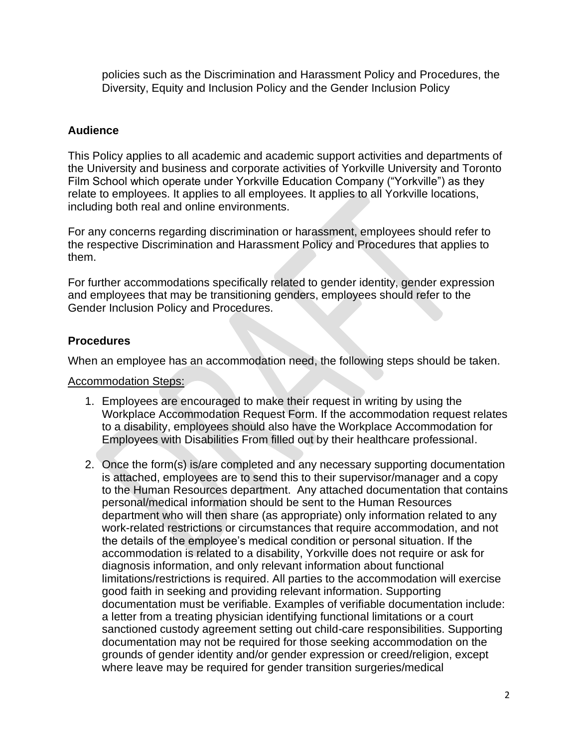policies such as the Discrimination and Harassment Policy and Procedures, the Diversity, Equity and Inclusion Policy and the Gender Inclusion Policy

## Audience

This Policy applies to all academic and academic support activities and departments of the University and business and corporate activities of Yorkville University and Toronto Film School which operate under Yorkville Education Company ("Yorkville") as they relate to employees. It applies to all employees. It applies to all Yorkville locations, including both real and online environments.

For any concerns regarding discrimination or harassment, employees should refer to the respective Discrimination and Harassment Policy and Procedures that applies to them.

For further accommodations specifically related to gender identity, gender expression and employees that may be transitioning genders, employees should refer to the Gender Inclusion Policy and Procedures.

## Procedures

When an employee has an accommodation need, the following steps should be taken.

Accommodation Steps:

1. Employees are encouraged to make their request in writing by using the Workplace Accommodation Request Form. If the accommodation request relates to a disability, employees should also have the Workplace Accommodation for Employees with Disabilities From filled out by their healthcare professional.

2. Once the form(s) is/are completed and any necessary supporting documentation is attached, employees are to send this to their supervisor/manager and a copy to the Human Resources department. Any attached documentation that contains personal/medical information should be sent to the Human Resources department who will then share (as appropriate) only information related to any work-related restrictions or circumstances that require accommodation, and not the details of the employee's medical condition or personal situation. If the accommodation is related to a disability, Yorkville does not require or ask for diagnosis information, and only relevant information about functional limitations/restrictions is required. All parties to the accommodation will exercise good faith in seeking and providing relevant information. Supporting documentation must be verifiable. Examples of verifiable documentation include: a letter from a treating physician identifying functional limitations or a court sanctioned custody agreement setting out child-care responsibilities. Supporting documentation may not be required for those seeking accommodation on the grounds of gender identity and/or gender expression or creed/religion, except where leave may be required for gender transition surgeries/medical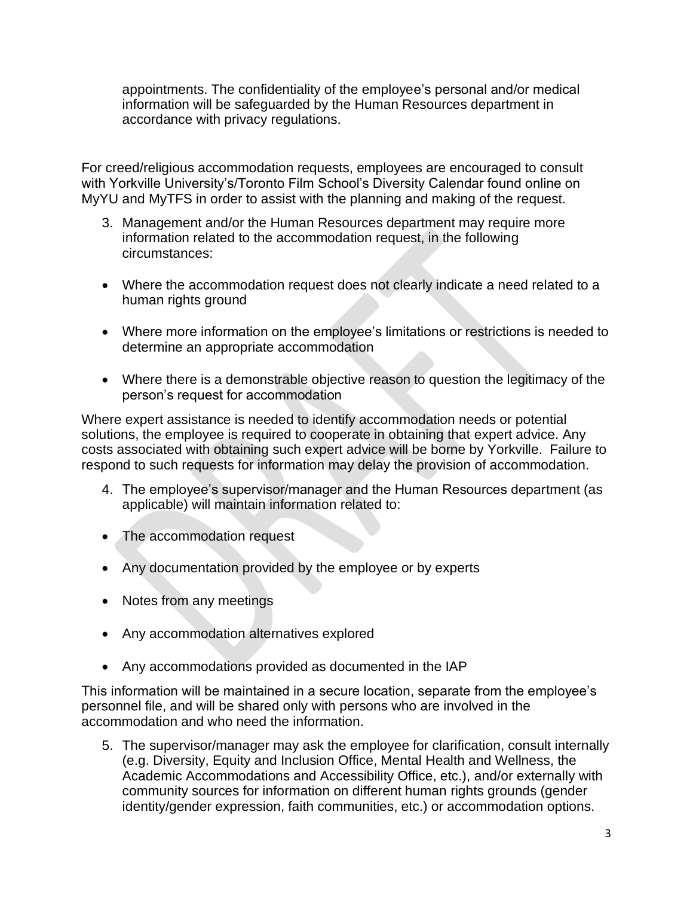appointments. The confidentiality of the employee's personal and/or medical information will be safeguarded by the Human Resources department in accordance with privacy regulations.

For creed/religious accommodation requests, employees are encouraged to consult with Yorkville University's/Toronto Film School's Diversity Calendar found online on MyYU and MyTFS in order to assist with the planning and making of the request.

3. Management and/or the Human Resources department may require more information related to the accommodation request, in the following circumstances:

- Where the accommodation request does not clearly indicate a need related to a human rights ground
- Where more information on the employee's limitations or restrictions is needed to determine an appropriate accommodation
- Where there is a demonstrable objective reason to question the legitimacy of the person's request for accommodation

Where expert assistance is needed to identify accommodation needs or potential solutions, the employee is required to cooperate in obtaining that expert advice. Any costs associated with obtaining such expert advice will be borne by Yorkville. Failure to respond to such requests for information may delay the provision of accommodation.

4. The employee's supervisor/manager and the Human Resources department (as applicable) will maintain information related to:

- The accommodation request
- Any documentation provided by the employee or by experts
- Notes from any meetings
- Any accommodation alternatives explored
- Any accommodations provided as documented in the IAP

This information will be maintained in a secure location, separate from the employee's personnel file, and will be shared only with persons who are involved in the accommodation and who need the information.

5. The supervisor/manager may ask the employee for clarification, consult internally (e.g. Diversity, Equity and Inclusion Office, Mental Health and Wellness, the Academic Accommodations and Accessibility Office, etc.), and/or externally with community sources for information on different human rights grounds (gender identity/gender expression, faith communities, etc.) or accommodation options.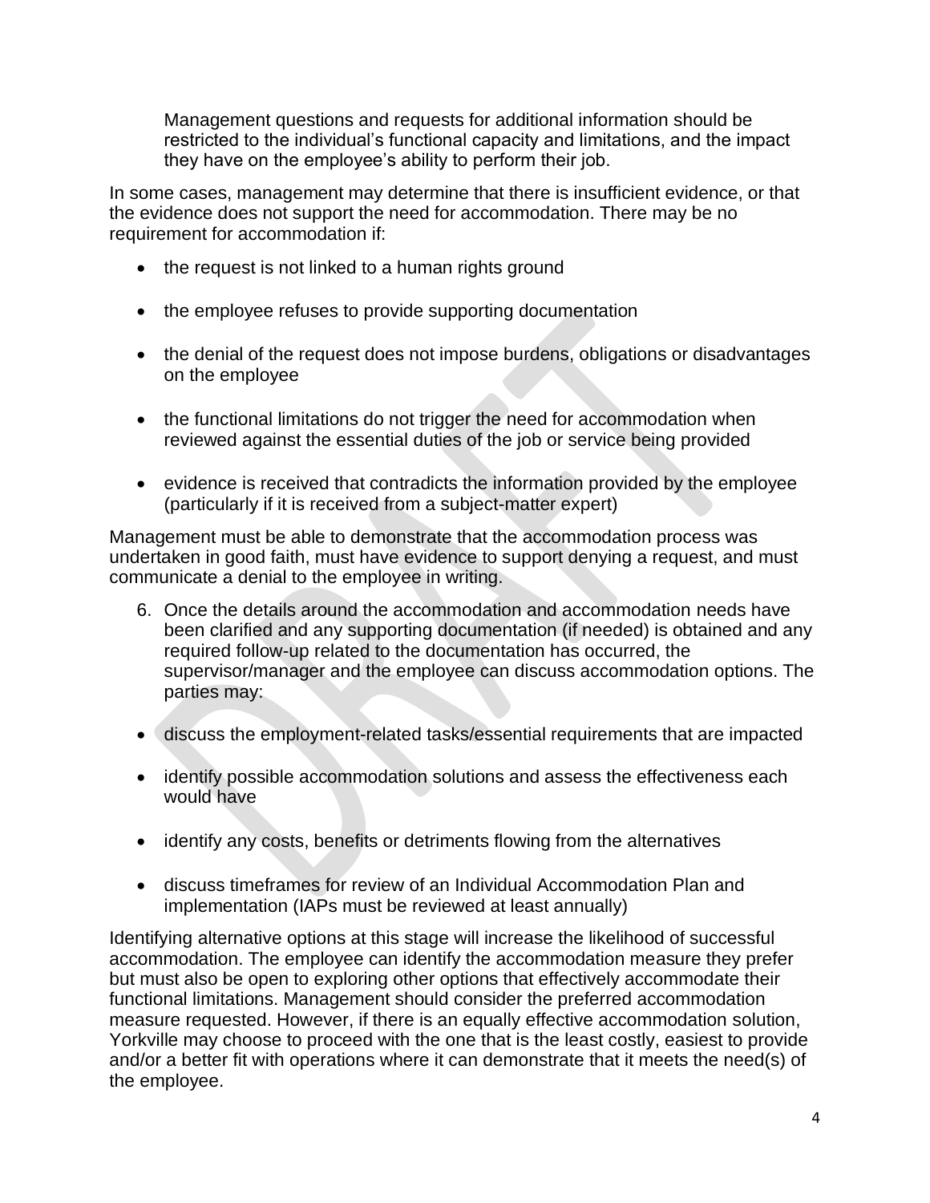Management questions and requests for additional information should be restricted to the individual's functional capacity and limitations, and the impact they have on the employee's ability to perform their job.

In some cases, management may determine that there is insufficient evidence, or that the evidence does not support the need for accommodation. There may be no requirement for accommodation if:

- the request is not linked to a human rights ground
- the employee refuses to provide supporting documentation
- the denial of the request does not impose burdens, obligations or disadvantages on the employee
- the functional limitations do not trigger the need for accommodation when reviewed against the essential duties of the job or service being provided
- evidence is received that contradicts the information provided by the employee (particularly if it is received from a subject-matter expert)

Management must be able to demonstrate that the accommodation process was undertaken in good faith, must have evidence to support denying a request, and must communicate a denial to the employee in writing.

6. Once the details around the accommodation and accommodation needs have been clarified and any supporting documentation (if needed) is obtained and any required follow-up related to the documentation has occurred, the supervisor/manager and the employee can discuss accommodation options. The parties may:

- discuss the employment-related tasks/essential requirements that are impacted
- identify possible accommodation solutions and assess the effectiveness each would have
- identify any costs, benefits or detriments flowing from the alternatives
- discuss timeframes for review of an Individual Accommodation Plan and implementation (IAPs must be reviewed at least annually)

Identifying alternative options at this stage will increase the likelihood of successful accommodation. The employee can identify the accommodation measure they prefer but must also be open to exploring other options that effectively accommodate their functional limitations. Management should consider the preferred accommodation measure requested. However, if there is an equally effective accommodation solution, Yorkville may choose to proceed with the one that is the least costly, easiest to provide and/or a better fit with operations where it can demonstrate that it meets the need(s) of the employee.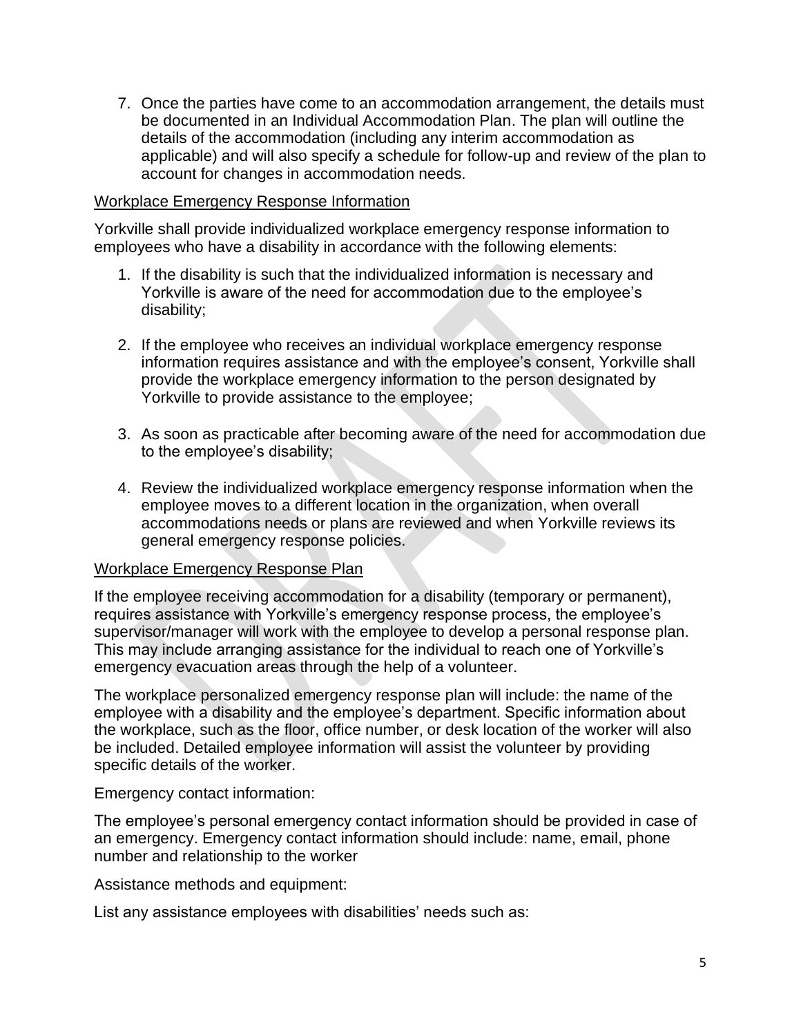7. Once the parties have come to an accommodation arrangement, the details must be documented in an Individual Accommodation Plan. The plan will outline the details of the accommodation (including any interim accommodation as applicable) and will also specify a schedule for follow-up and review of the plan to account for changes in accommodation needs.

<u>Workplace Emergency Response Information</u>

Yorkville shall provide individualized workplace emergency response information to employees who have a disability in accordance with the following elements:

1. If the disability is such that the individualized information is necessary and Yorkville is aware of the need for accommodation due to the employee's disability;

2. If the employee who receives an individual workplace emergency response information requires assistance and with the employee's consent, Yorkville shall provide the workplace emergency information to the person designated by Yorkville to provide assistance to the employee;

3. As soon as practicable after becoming aware of the need for accommodation due to the employee's disability;

4. Review the individualized workplace emergency response information when the employee moves to a different location in the organization, when overall accommodations needs or plans are reviewed and when Yorkville reviews its general emergency response policies.

<u>Workplace Emergency Response Plan</u>

If the employee receiving accommodation for a disability (temporary or permanent), requires assistance with Yorkville's emergency response process, the employee's supervisor/manager will work with the employee to develop a personal response plan. This may include arranging assistance for the individual to reach one of Yorkville's emergency evacuation areas through the help of a volunteer.

The workplace personalized emergency response plan will include: the name of the employee with a disability and the employee's department. Specific information about the workplace, such as the floor, office number, or desk location of the worker will also be included. Detailed employee information will assist the volunteer by providing specific details of the worker.

Emergency contact information:

The employee's personal emergency contact information should be provided in case of an emergency. Emergency contact information should include: name, email, phone number and relationship to the worker

Assistance methods and equipment:

List any assistance employees with disabilities' needs such as: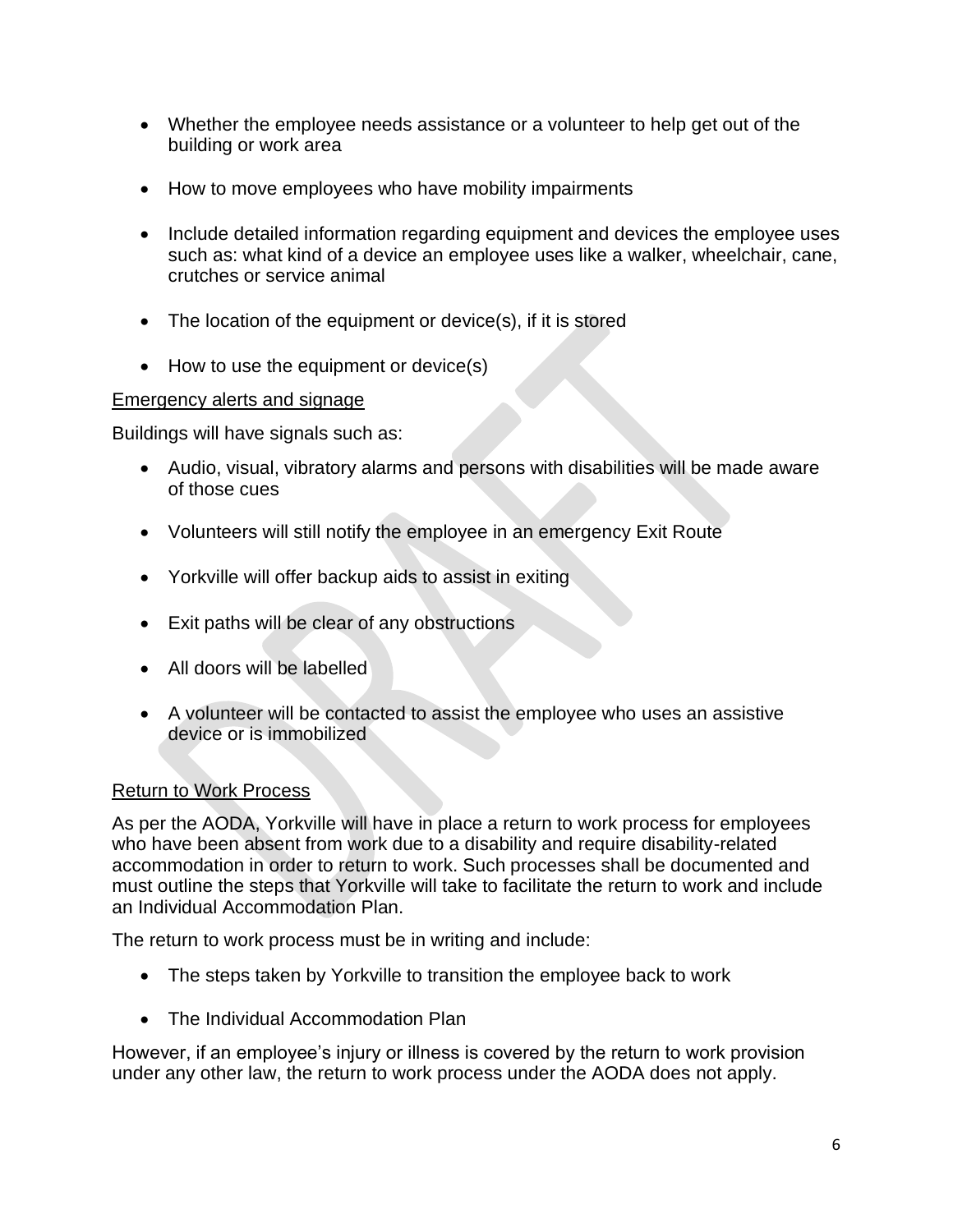- Whether the employee needs assistance or a volunteer to help get out of the building or work area
- How to move employees who have mobility impairments
- Include detailed information regarding equipment and devices the employee uses such as: what kind of a device an employee uses like a walker, wheelchair, cane, crutches or service animal
- The location of the equipment or device(s), if it is stored
- How to use the equipment or device(s)

Emergency alerts and signage

Buildings will have signals such as:

- Audio, visual, vibratory alarms and persons with disabilities will be made aware of those cues
- Volunteers will still notify the employee in an emergency Exit Route
- Yorkville will offer backup aids to assist in exiting
- Exit paths will be clear of any obstructions
- All doors will be labelled
- A volunteer will be contacted to assist the employee who uses an assistive device or is immobilized

Return to Work Process

As per the AODA, Yorkville will have in place a return to work process for employees who have been absent from work due to a disability and require disability-related accommodation in order to return to work. Such processes shall be documented and must outline the steps that Yorkville will take to facilitate the return to work and include an Individual Accommodation Plan.

The return to work process must be in writing and include:

- The steps taken by Yorkville to transition the employee back to work
- The Individual Accommodation Plan

However, if an employee's injury or illness is covered by the return to work provision under any other law, the return to work process under the AODA does not apply.